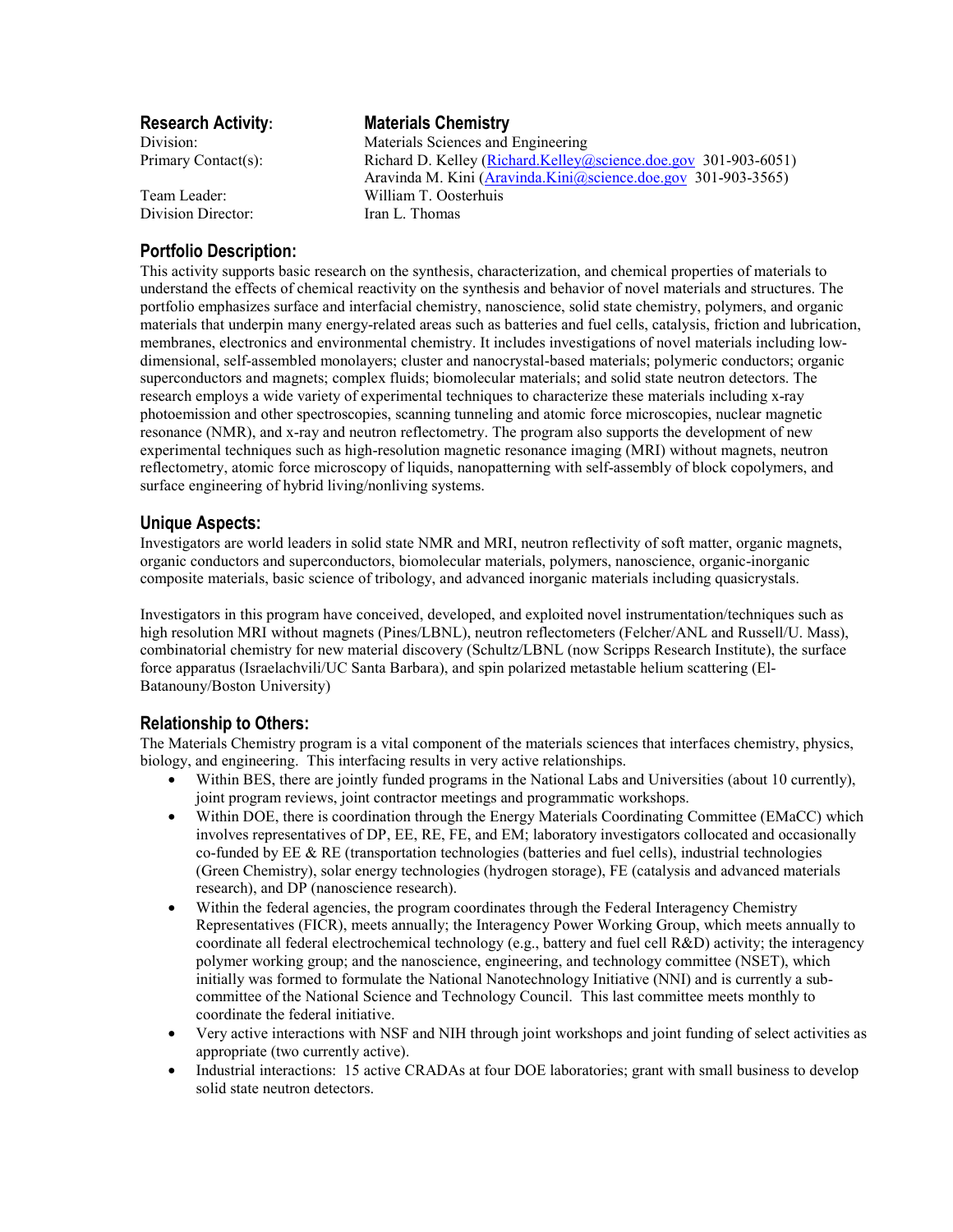**Research Activity:** **Materials Chemistry**

Division: Materials Sciences and Engineering

Primary Contact(s): Richard D. Kelley (Richard.Kelley@science.doe.gov 301-903-6051)
Aravinda M. Kini (Aravinda.Kini@science.doe.gov 301-903-3565)

Team Leader: William T. Oosterhuis

Division Director: Iran L. Thomas

## Portfolio Description:

This activity supports basic research on the synthesis, characterization, and chemical properties of materials to understand the effects of chemical reactivity on the synthesis and behavior of novel materials and structures. The portfolio emphasizes surface and interfacial chemistry, nanoscience, solid state chemistry, polymers, and organic materials that underpin many energy-related areas such as batteries and fuel cells, catalysis, friction and lubrication, membranes, electronics and environmental chemistry. It includes investigations of novel materials including low-dimensional, self-assembled monolayers; cluster and nanocrystal-based materials; polymeric conductors; organic superconductors and magnets; complex fluids; biomolecular materials; and solid state neutron detectors. The research employs a wide variety of experimental techniques to characterize these materials including x-ray photoemission and other spectroscopies, scanning tunneling and atomic force microscopes, nuclear magnetic resonance (NMR), and x-ray and neutron reflectometry. The program also supports the development of new experimental techniques such as high-resolution magnetic resonance imaging (MRI) without magnets, neutron reflectometry, atomic force microscopy of liquids, nanopatterning with self-assembly of block copolymers, and surface engineering of hybrid living/nonliving systems.

## Unique Aspects:

Investigators are world leaders in solid state NMR and MRI, neutron reflectivity of soft matter, organic magnets, organic conductors and superconductors, biomolecular materials, polymers, nanoscience, organic-inorganic composite materials, basic science of tribology, and advanced inorganic materials including quasicrystals.

Investigators in this program have conceived, developed, and exploited novel instrumentation/techniques such as high resolution MRI without magnets (Pines/LBNL), neutron reflectometers (Felcher/ANL and Russell/U. Mass), combinatorial chemistry for new material discovery (Schultz/LBNL (now Scripps Research Institute), the surface force apparatus (Israelachvili/UC Santa Barbara), and spin polarized metastable helium scattering (El-Batanouny/Boston University)

## Relationship to Others:

The Materials Chemistry program is a vital component of the materials sciences that interfaces chemistry, physics, biology, and engineering. This interfacing results in very active relationships.

- Within BES, there are jointly funded programs in the National Labs and Universities (about 10 currently), joint program reviews, joint contractor meetings and programmatic workshops.
- Within DOE, there is coordination through the Energy Materials Coordinating Committee (EMaCC) which involves representatives of DP, EE, RE, FE, and EM; laboratory investigators collocated and occasionally co-funded by EE & RE (transportation technologies (batteries and fuel cells), industrial technologies (Green Chemistry), solar energy technologies (hydrogen storage), FE (catalysis and advanced materials research), and DP (nanoscience research).
- Within the federal agencies, the program coordinates through the Federal Interagency Chemistry Representatives (FICR), meets annually; the Interagency Power Working Group, which meets annually to coordinate all federal electrochemical technology (e.g., battery and fuel cell R&D) activity; the interagency polymer working group; and the nanoscience, engineering, and technology committee (NSET), which initially was formed to formulate the National Nanotechnology Initiative (NNI) and is currently a sub-committee of the National Science and Technology Council. This last committee meets monthly to coordinate the federal initiative.
- Very active interactions with NSF and NIH through joint workshops and joint funding of select activities as appropriate (two currently active).
- Industrial interactions: 15 active CRADAs at four DOE laboratories; grant with small business to develop solid state neutron detectors.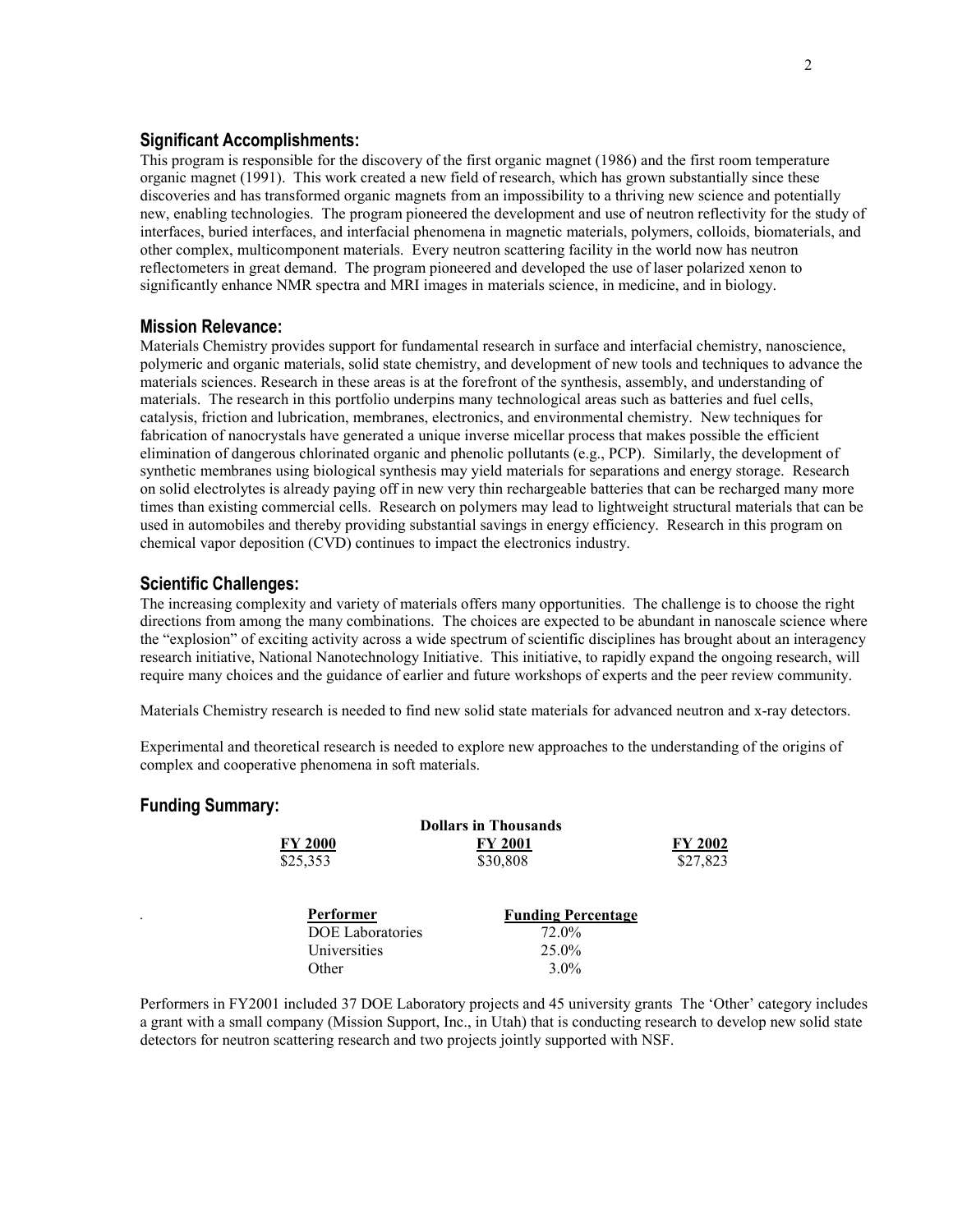## Significant Accomplishments:

This program is responsible for the discovery of the first organic magnet (1986) and the first room temperature organic magnet (1991). This work created a new field of research, which has grown substantially since these discoveries and has transformed organic magnets from an impossibility to a thriving new science and potentially new, enabling technologies. The program pioneered the development and use of neutron reflectivity for the study of interfaces, buried interfaces, and interfacial phenomena in magnetic materials, polymers, colloids, biomaterials, and other complex, multicomponent materials. Every neutron scattering facility in the world now has neutron reflectometers in great demand. The program pioneered and developed the use of laser polarized xenon to significantly enhance NMR spectra and MRI images in materials science, in medicine, and in biology.

## Mission Relevance:

Materials Chemistry provides support for fundamental research in surface and interfacial chemistry, nanoscience, polymeric and organic materials, solid state chemistry, and development of new tools and techniques to advance the materials sciences. Research in these areas is at the forefront of the synthesis, assembly, and understanding of materials. The research in this portfolio underpins many technological areas such as batteries and fuel cells, catalysis, friction and lubrication, membranes, electronics, and environmental chemistry. New techniques for fabrication of nanocrystals have generated a unique inverse micellar process that makes possible the efficient elimination of dangerous chlorinated organic and phenolic pollutants (e.g., PCP). Similarly, the development of synthetic membranes using biological synthesis may yield materials for separations and energy storage. Research on solid electrolytes is already paying off in new very thin rechargeable batteries that can be recharged many more times than existing commercial cells. Research on polymers may lead to lightweight structural materials that can be used in automobiles and thereby providing substantial savings in energy efficiency. Research in this program on chemical vapor deposition (CVD) continues to impact the electronics industry.

## Scientific Challenges:

The increasing complexity and variety of materials offers many opportunities. The challenge is to choose the right directions from among the many combinations. The choices are expected to be abundant in nanoscale science where the "explosion" of exciting activity across a wide spectrum of scientific disciplines has brought about an interagency research initiative, National Nanotechnology Initiative. This initiative, to rapidly expand the ongoing research, will require many choices and the guidance of earlier and future workshops of experts and the peer review community.

Materials Chemistry research is needed to find new solid state materials for advanced neutron and x-ray detectors.

Experimental and theoretical research is needed to explore new approaches to the understanding of the origins of complex and cooperative phenomena in soft materials.

## Funding Summary:

**Dollars in Thousands**

| FY 2000 | FY 2001 | FY 2002 |
|---|---|---|
| $25,353 | $30,808 | $27,823 |

| Performer | Funding Percentage |
|---|---|
| DOE Laboratories | 72.0% |
| Universities | 25.0% |
| Other | 3.0% |

Performers in FY2001 included 37 DOE Laboratory projects and 45 university grants The 'Other' category includes a grant with a small company (Mission Support, Inc., in Utah) that is conducting research to develop new solid state detectors for neutron scattering research and two projects jointly supported with NSF.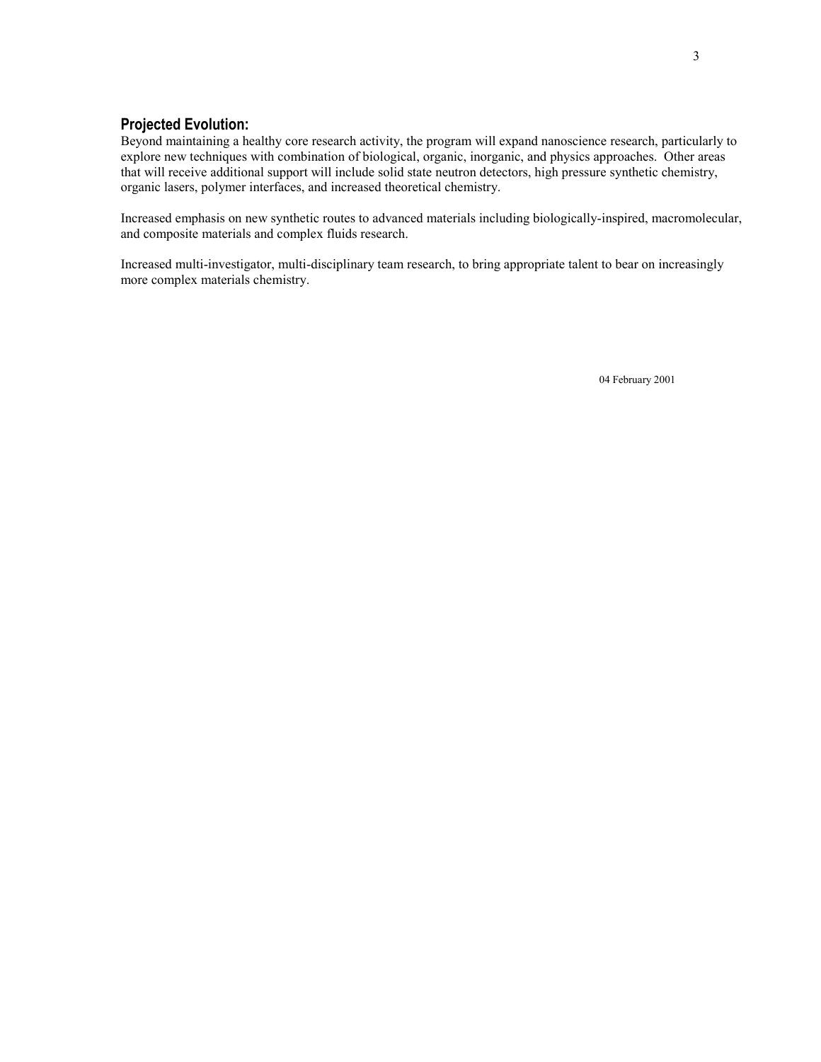## Projected Evolution:

Beyond maintaining a healthy core research activity, the program will expand nanoscience research, particularly to explore new techniques with combination of biological, organic, inorganic, and physics approaches. Other areas that will receive additional support will include solid state neutron detectors, high pressure synthetic chemistry, organic lasers, polymer interfaces, and increased theoretical chemistry.

Increased emphasis on new synthetic routes to advanced materials including biologically-inspired, macromolecular, and composite materials and complex fluids research.

Increased multi-investigator, multi-disciplinary team research, to bring appropriate talent to bear on increasingly more complex materials chemistry.

04 February 2001